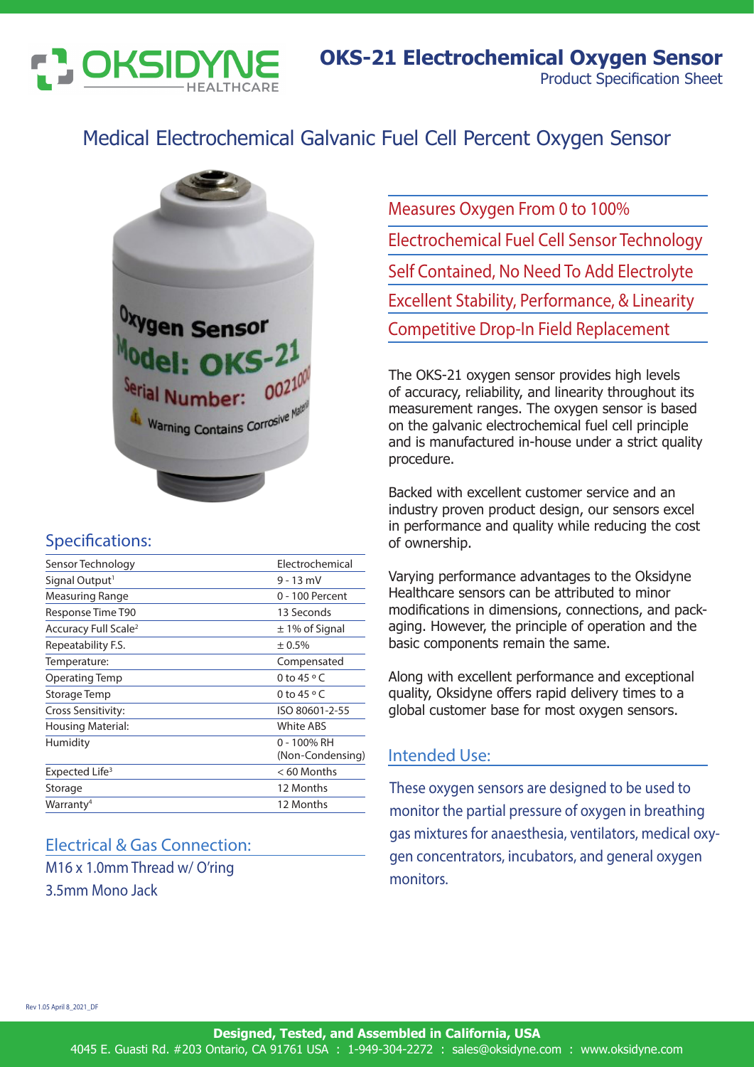OKSIDYNE HEALTHCARE

# OKS-21 Electrochemical Oxygen Sensor

Product Specification Sheet

## Medical Electrochemical Galvanic Fuel Cell Percent Oxygen Sensor

- Measures Oxygen From 0 to 100%
- Electrochemical Fuel Cell Sensor Technology
- Self Contained, No Need To Add Electrolyte
- Excellent Stability, Performance, & Linearity
- Competitive Drop-In Field Replacement

The OKS-21 oxygen sensor provides high levels of accuracy, reliability, and linearity throughout its measurement ranges. The oxygen sensor is based on the galvanic electrochemical fuel cell principle and is manufactured in-house under a strict quality procedure.

Backed with excellent customer service and an industry proven product design, our sensors excel in performance and quality while reducing the cost of ownership.

Varying performance advantages to the Oksidyne Healthcare sensors can be attributed to minor modifications in dimensions, connections, and packaging. However, the principle of operation and the basic components remain the same.

Along with excellent performance and exceptional quality, Oksidyne offers rapid delivery times to a global customer base for most oxygen sensors.

### Specifications:

| | |
|---|---|
| Sensor Technology | Electrochemical |
| Signal Output[1] | 9 - 13 mV |
| Measuring Range | 0 - 100 Percent |
| Response Time T90 | 13 Seconds |
| Accuracy Full Scale[2] | ± 1% of Signal |
| Repeatability F.S. | ± 0.5% |
| Temperature: | Compensated |
| Operating Temp | 0 to 45 °C |
| Storage Temp | 0 to 45 °C |
| Cross Sensitivity: | ISO 80601-2-55 |
| Housing Material: | White ABS |
| Humidity | 0 - 100% RH (Non-Condensing) |
| Expected Life[3] | < 60 Months |
| Storage | 12 Months |
| Warranty[4] | 12 Months |

### Electrical & Gas Connection:

M16 x 1.0mm Thread w/ O'ring

3.5mm Mono Jack

### Intended Use:

These oxygen sensors are designed to be used to monitor the partial pressure of oxygen in breathing gas mixtures for anaesthesia, ventilators, medical oxygen concentrators, incubators, and general oxygen monitors.

Rev 1.05 April 8_2021_DF

**Designed, Tested, and Assembled in California, USA**

4045 E. Guasti Rd. #203 Ontario, CA 91761 USA : 1-949-304-2272 : sales@oksidyne.com : www.oksidyne.com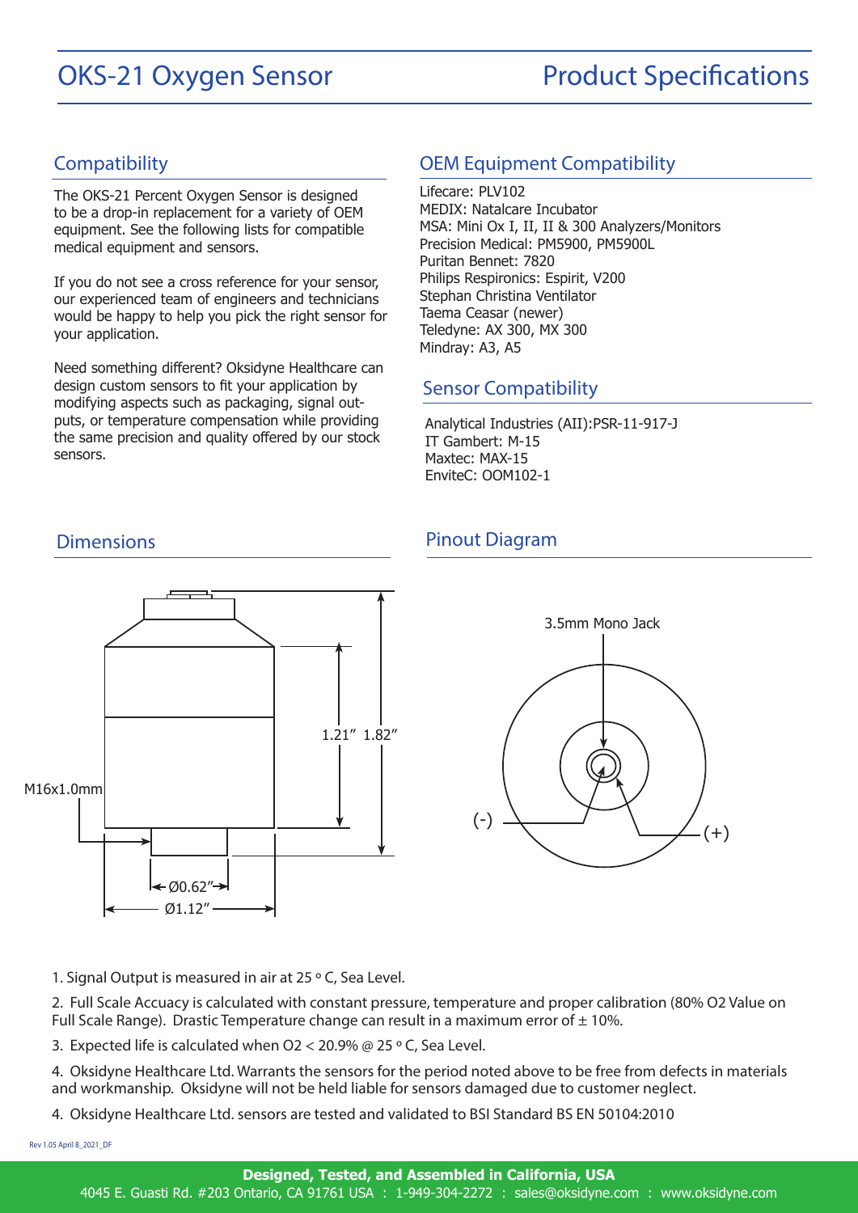# OKS-21 Oxygen Sensor

# Product Specifications

## Compatibility

The OKS-21 Percent Oxygen Sensor is designed to be a drop-in replacement for a variety of OEM equipment. See the following lists for compatible medical equipment and sensors.

If you do not see a cross reference for your sensor, our experienced team of engineers and technicians would be happy to help you pick the right sensor for your application.

Need something different? Oksidyne Healthcare can design custom sensors to fit your application by modifying aspects such as packaging, signal outputs, or temperature compensation while providing the same precision and quality offered by our stock sensors.

## OEM Equipment Compatibility

Lifecare: PLV102
MEDIX: Natalcare Incubator
MSA: Mini Ox I, II, II & 300 Analyzers/Monitors
Precision Medical: PM5900, PM5900L
Puritan Bennet: 7820
Philips Respironics: Espirit, V200
Stephan Christina Ventilator
Taema Ceasar (newer)
Teledyne: AX 300, MX 300
Mindray: A3, A5

## Sensor Compatibility

Analytical Industries (AII):PSR-11-917-J
IT Gambert: M-15
Maxtec: MAX-15
EnviteC: OOM102-1

## Dimensions

M16x1.0mm

1.21″ 1.82″

Ø0.62″

Ø1.12″

## Pinout Diagram

3.5mm Mono Jack

(-)

(+)

1. Signal Output is measured in air at 25 º C, Sea Level.

2. Full Scale Accuacy is calculated with constant pressure, temperature and proper calibration (80% O2 Value on Full Scale Range). Drastic Temperature change can result in a maximum error of ± 10%.

3. Expected life is calculated when O2 < 20.9% @ 25 º C, Sea Level.

4. Oksidyne Healthcare Ltd. Warrants the sensors for the period noted above to be free from defects in materials and workmanship. Oksidyne will not be held liable for sensors damaged due to customer neglect.

4. Oksidyne Healthcare Ltd. sensors are tested and validated to BSI Standard BS EN 50104:2010

Rev 1.05 April 8_2021_DF

**Designed, Tested, and Assembled in California, USA**

4045 E. Guasti Rd. #203 Ontario, CA 91761 USA : 1-949-304-2272 : sales@oksidyne.com : www.oksidyne.com